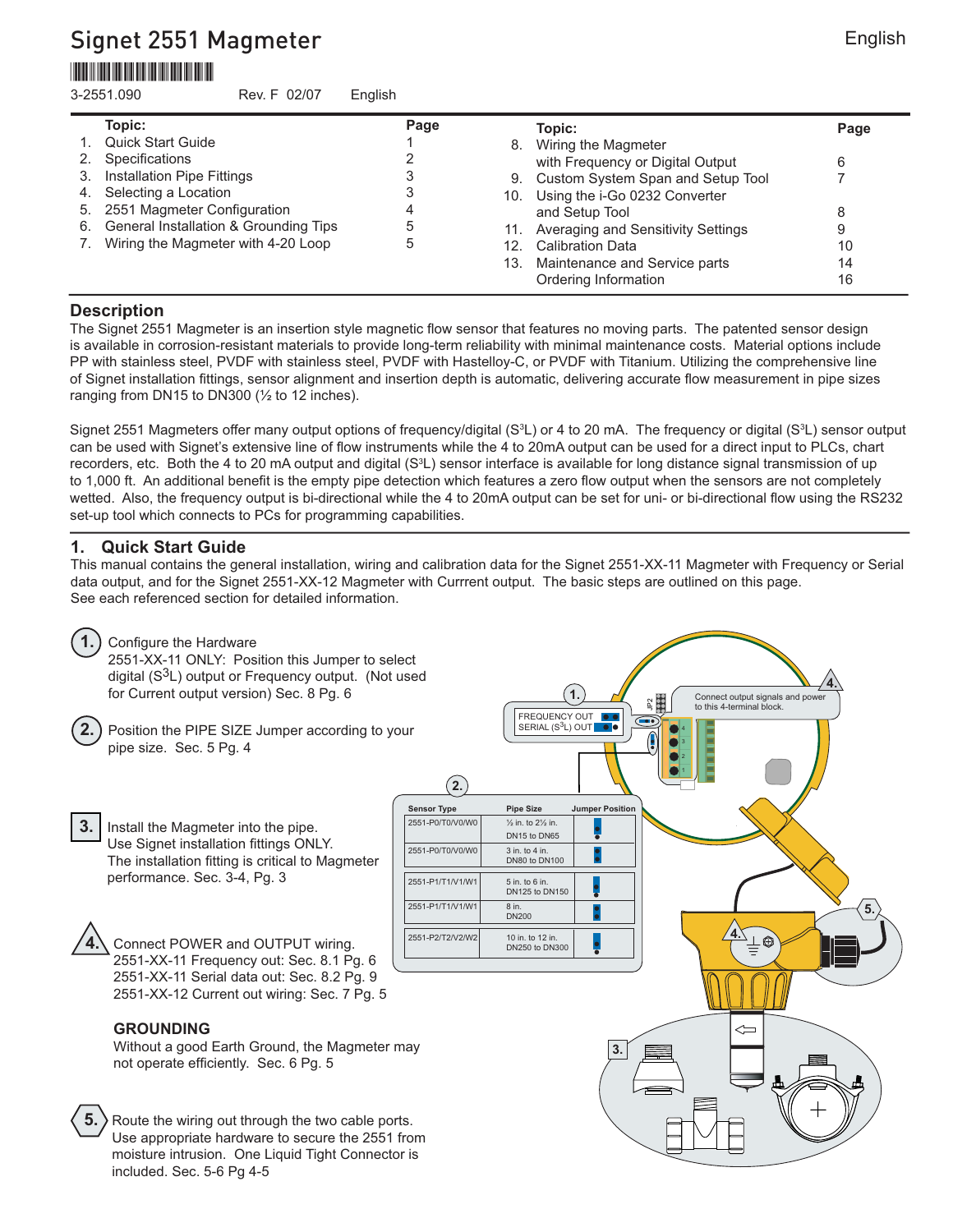# Signet 2551 Magmeter

English

3-2551.090 Rev. F 02/07 English

| | Topic: | Page |
|---|---|---|
| 1. | Quick Start Guide | 1 |
| 2. | Specifications | 2 |
| 3. | Installation Pipe Fittings | 3 |
| 4. | Selecting a Location | 3 |
| 5. | 2551 Magmeter Configuration | 4 |
| 6. | General Installation & Grounding Tips | 5 |
| 7. | Wiring the Magmeter with 4-20 Loop | 5 |
| 8. | Wiring the Magmeter with Frequency or Digital Output | 6 |
| 9. | Custom System Span and Setup Tool | 7 |
| 10. | Using the i-Go 0232 Converter and Setup Tool | 8 |
| 11. | Averaging and Sensitivity Settings | 9 |
| 12. | Calibration Data | 10 |
| 13. | Maintenance and Service parts | 14 |
| | Ordering Information | 16 |

## Description

The Signet 2551 Magmeter is an insertion style magnetic flow sensor that features no moving parts. The patented sensor design is available in corrosion-resistant materials to provide long-term reliability with minimal maintenance costs. Material options include PP with stainless steel, PVDF with stainless steel, PVDF with Hastelloy-C, or PVDF with Titanium. Utilizing the comprehensive line of Signet installation fittings, sensor alignment and insertion depth is automatic, delivering accurate flow measurement in pipe sizes ranging from DN15 to DN300 (½ to 12 inches).

Signet 2551 Magmeters offer many output options of frequency/digital (S$^3$L) or 4 to 20 mA. The frequency or digital (S$^3$L) sensor output can be used with Signet's extensive line of flow instruments while the 4 to 20mA output can be used for a direct input to PLCs, chart recorders, etc. Both the 4 to 20 mA output and digital (S$^3$L) sensor interface is available for long distance signal transmission of up to 1,000 ft. An additional benefit is the empty pipe detection which features a zero flow output when the sensors are not completely wetted. Also, the frequency output is bi-directional while the 4 to 20mA output can be set for uni- or bi-directional flow using the RS232 set-up tool which connects to PCs for programming capabilities.

## 1. Quick Start Guide

This manual contains the general installation, wiring and calibration data for the Signet 2551-XX-11 Magmeter with Frequency or Serial data output, and for the Signet 2551-XX-12 Magmeter with Currrent output. The basic steps are outlined on this page. See each referenced section for detailed information.

**1.** Configure the Hardware
2551-XX-11 ONLY: Position this Jumper to select digital (S$^3$L) output or Frequency output. (Not used for Current output version) Sec. 8 Pg. 6

**2.** Position the PIPE SIZE Jumper according to your pipe size. Sec. 5 Pg. 4

**3.** Install the Magmeter into the pipe.
Use Signet installation fittings ONLY.
The installation fitting is critical to Magmeter performance. Sec. 3-4, Pg. 3

**4.** Connect POWER and OUTPUT wiring.
2551-XX-11 Frequency out: Sec. 8.1 Pg. 6
2551-XX-11 Serial data out: Sec. 8.2 Pg. 9
2551-XX-12 Current out wiring: Sec. 7 Pg. 5

### GROUNDING

Without a good Earth Ground, the Magmeter may not operate efficiently. Sec. 6 Pg. 5

**5.** Route the wiring out through the two cable ports.
Use appropriate hardware to secure the 2551 from moisture intrusion. One Liquid Tight Connector is included. Sec. 5-6 Pg 4-5

FREQUENCY OUT
SERIAL (S$^3$L) OUT

JP2

Connect output signals and power to this 4-terminal block.

| Sensor Type | Pipe Size | Jumper Position |
|---|---|---|
| 2551-P0/T0/V0/W0 | ½ in. to 2½ in. DN15 to DN65 | |
| 2551-P0/T0/V0/W0 | 3 in. to 4 in. DN80 to DN100 | |
| 2551-P1/T1/V1/W1 | 5 in. to 6 in. DN125 to DN150 | |
| 2551-P1/T1/V1/W1 | 8 in. DN200 | |
| 2551-P2/T2/V2/W2 | 10 in. to 12 in. DN250 to DN300 | |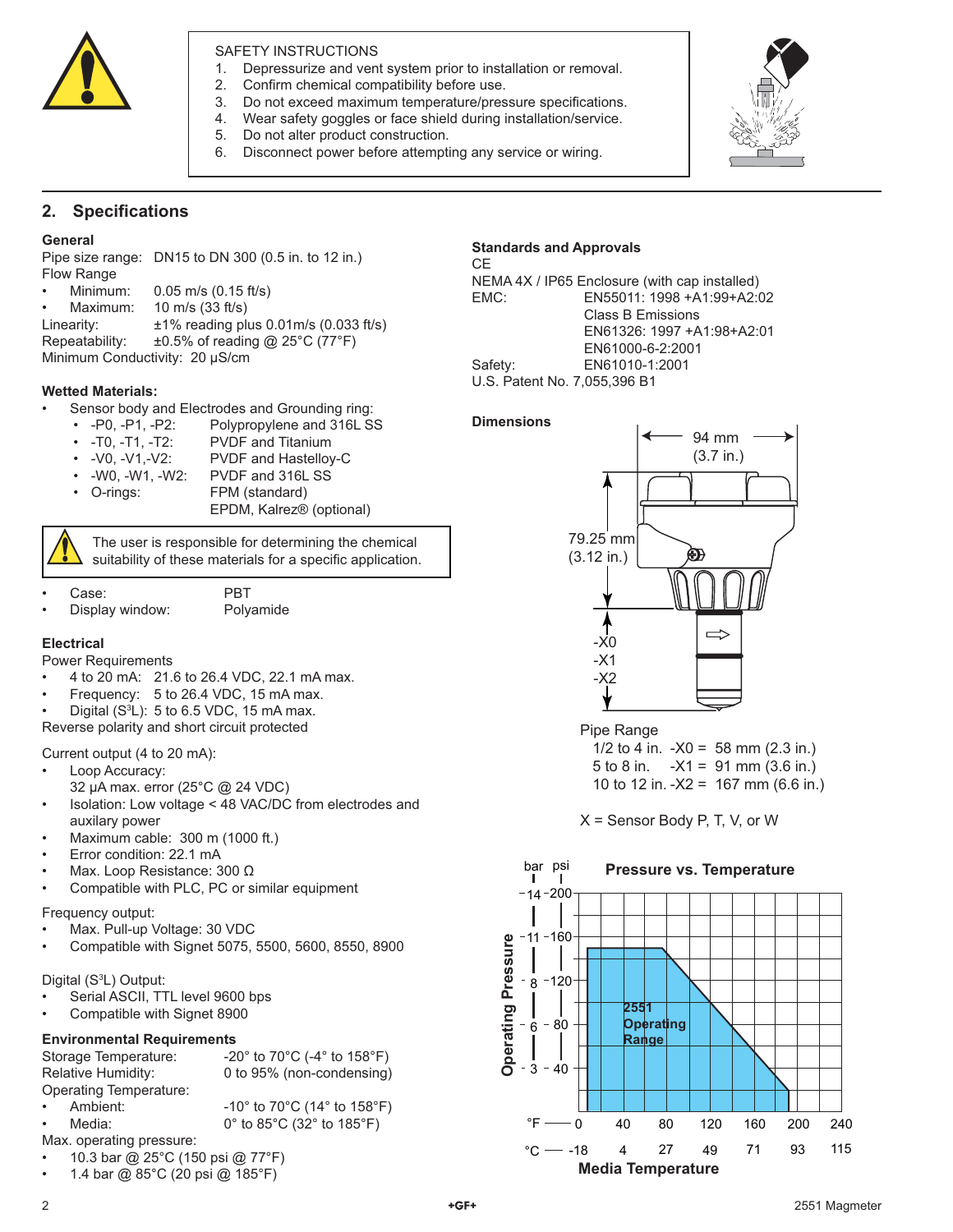SAFETY INSTRUCTIONS

1. Depressurize and vent system prior to installation or removal.
2. Confirm chemical compatibility before use.
3. Do not exceed maximum temperature/pressure specifications.
4. Wear safety goggles or face shield during installation/service.
5. Do not alter product construction.
6. Disconnect power before attempting any service or wiring.

## 2. Specifications

### General

Pipe size range: DN15 to DN 300 (0.5 in. to 12 in.)

Flow Range

- Minimum: 0.05 m/s (0.15 ft/s)
- Maximum: 10 m/s (33 ft/s)

Linearity: ±1% reading plus 0.01m/s (0.033 ft/s)

Repeatability: ±0.5% of reading @ 25°C (77°F)

Minimum Conductivity: 20 μS/cm

### Wetted Materials:

- Sensor body and Electrodes and Grounding ring:
  - -P0, -P1, -P2: Polypropylene and 316L SS
  - -T0, -T1, -T2: PVDF and Titanium
  - -V0, -V1,-V2: PVDF and Hastelloy-C
  - -W0, -W1, -W2: PVDF and 316L SS
  - O-rings: FPM (standard)
    EPDM, Kalrez® (optional)

The user is responsible for determining the chemical suitability of these materials for a specific application.

- Case: PBT
- Display window: Polyamide

### Electrical

Power Requirements

- 4 to 20 mA: 21.6 to 26.4 VDC, 22.1 mA max.
- Frequency: 5 to 26.4 VDC, 15 mA max.
- Digital (S[3]L): 5 to 6.5 VDC, 15 mA max.

Reverse polarity and short circuit protected

Current output (4 to 20 mA):

- Loop Accuracy:
  32 μA max. error (25°C @ 24 VDC)
- Isolation: Low voltage < 48 VAC/DC from electrodes and auxilary power
- Maximum cable: 300 m (1000 ft.)
- Error condition: 22.1 mA
- Max. Loop Resistance: 300 Ω
- Compatible with PLC, PC or similar equipment

Frequency output:

- Max. Pull-up Voltage: 30 VDC
- Compatible with Signet 5075, 5500, 5600, 8550, 8900

Digital (S[3]L) Output:

- Serial ASCII, TTL level 9600 bps
- Compatible with Signet 8900

### Environmental Requirements

Storage Temperature: -20° to 70°C (-4° to 158°F)

Relative Humidity: 0 to 95% (non-condensing)

Operating Temperature:

- Ambient: -10° to 70°C (14° to 158°F)
- Media: 0° to 85°C (32° to 185°F)

Max. operating pressure:

- 10.3 bar @ 25°C (150 psi @ 77°F)
- 1.4 bar @ 85°C (20 psi @ 185°F)

### Standards and Approvals

CE

NEMA 4X / IP65 Enclosure (with cap installed)

EMC: EN55011: 1998 +A1:99+A2:02
Class B Emissions
EN61326: 1997 +A1:98+A2:01
EN61000-6-2:2001

Safety: EN61010-1:2001

U.S. Patent No. 7,055,396 B1

### Dimensions

94 mm (3.7 in.)

79.25 mm (3.12 in.)

-X0
-X1
-X2

Pipe Range

1/2 to 4 in. -X0 = 58 mm (2.3 in.)
5 to 8 in. -X1 = 91 mm (3.6 in.)
10 to 12 in. -X2 = 167 mm (6.6 in.)

X = Sensor Body P, T, V, or W

**Pressure vs. Temperature**

Operating Pressure (bar: 3, 6, 8, 11, 14; psi: 40, 80, 120, 160, 200)

2551 Operating Range

Media Temperature (°F: 0, 40, 80, 120, 160, 200, 240; °C: -18, 4, 27, 49, 71, 93, 115)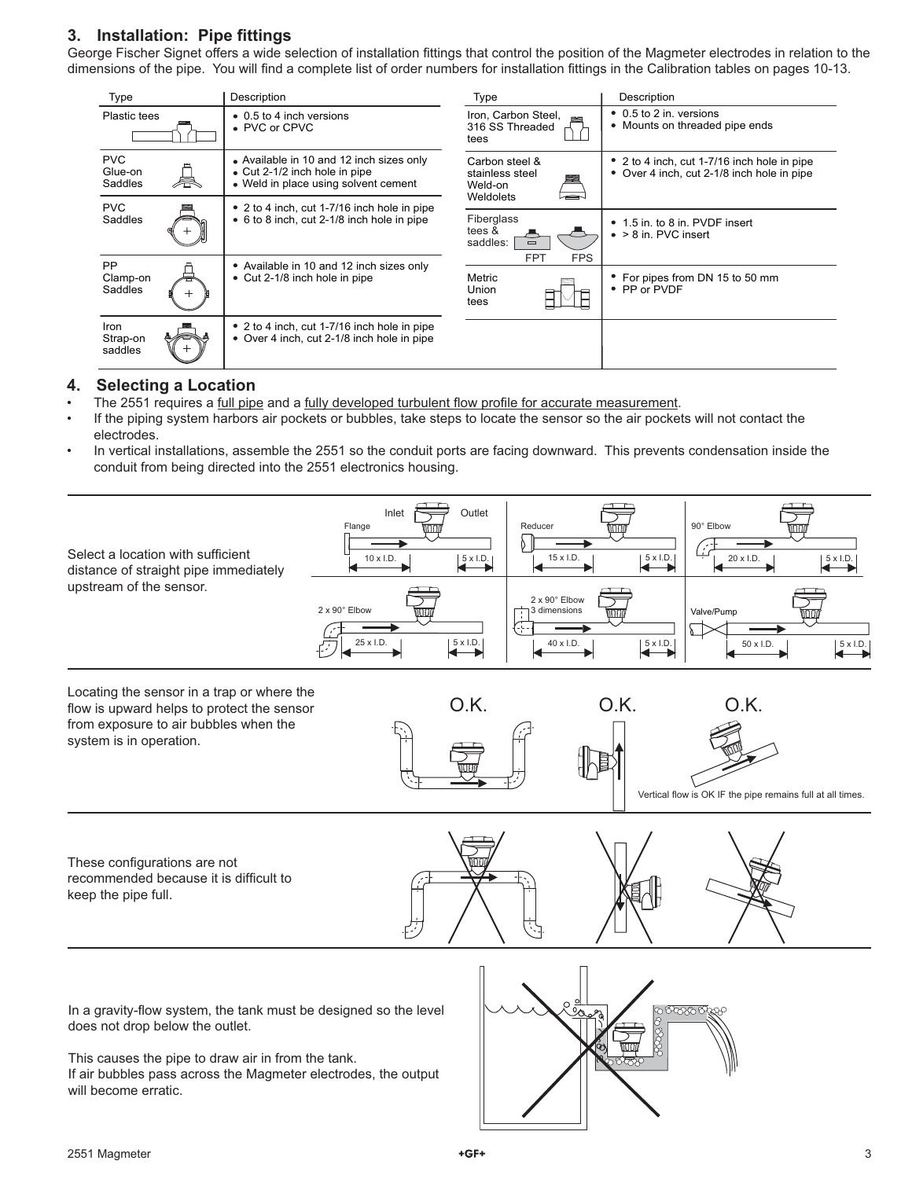## 3. Installation: Pipe fittings

George Fischer Signet offers a wide selection of installation fittings that control the position of the Magmeter electrodes in relation to the dimensions of the pipe. You will find a complete list of order numbers for installation fittings in the Calibration tables on pages 10-13.

| Type | Description |
|---|---|
| Plastic tees | • 0.5 to 4 inch versions<br>• PVC or CPVC |
| PVC Glue-on Saddles | • Available in 10 and 12 inch sizes only<br>• Cut 2-1/2 inch hole in pipe<br>• Weld in place using solvent cement |
| PVC Saddles | • 2 to 4 inch, cut 1-7/16 inch hole in pipe<br>• 6 to 8 inch, cut 2-1/8 inch hole in pipe |
| PP Clamp-on Saddles | • Available in 10 and 12 inch sizes only<br>• Cut 2-1/8 inch hole in pipe |
| Iron Strap-on saddles | • 2 to 4 inch, cut 1-7/16 inch hole in pipe<br>• Over 4 inch, cut 2-1/8 inch hole in pipe |

| Type | Description |
|---|---|
| Iron, Carbon Steel, 316 SS Threaded tees | • 0.5 to 2 in. versions<br>• Mounts on threaded pipe ends |
| Carbon steel & stainless steel Weld-on Weldolets | • 2 to 4 inch, cut 1-7/16 inch hole in pipe<br>• Over 4 inch, cut 2-1/8 inch hole in pipe |
| Fiberglass tees & saddles: FPT FPS | • 1.5 in. to 8 in. PVDF insert<br>• > 8 in. PVC insert |
| Metric Union tees | • For pipes from DN 15 to 50 mm<br>• PP or PVDF |

## 4. Selecting a Location

- The 2551 requires a full pipe and a fully developed turbulent flow profile for accurate measurement.
- If the piping system harbors air pockets or bubbles, take steps to locate the sensor so the air pockets will not contact the electrodes.
- In vertical installations, assemble the 2551 so the conduit ports are facing downward. This prevents condensation inside the conduit from being directed into the 2551 electronics housing.

Select a location with sufficient distance of straight pipe immediately upstream of the sensor.

| Upstream condition | Upstream | Downstream |
|---|---|---|
| Flange | 10 x I.D. | 5 x I.D. |
| Reducer | 15 x I.D. | 5 x I.D. |
| 90° Elbow | 20 x I.D. | 5 x I.D. |
| 2 x 90° Elbow | 25 x I.D. | 5 x I.D. |
| 2 x 90° Elbow 3 dimensions | 40 x I.D. | 5 x I.D. |
| Valve/Pump | 50 x I.D. | 5 x I.D. |

Locating the sensor in a trap or where the flow is upward helps to protect the sensor from exposure to air bubbles when the system is in operation.

O.K. O.K. O.K.

Vertical flow is OK IF the pipe remains full at all times.

These configurations are not recommended because it is difficult to keep the pipe full.

In a gravity-flow system, the tank must be designed so the level does not drop below the outlet.

This causes the pipe to draw air in from the tank.
If air bubbles pass across the Magmeter electrodes, the output will become erratic.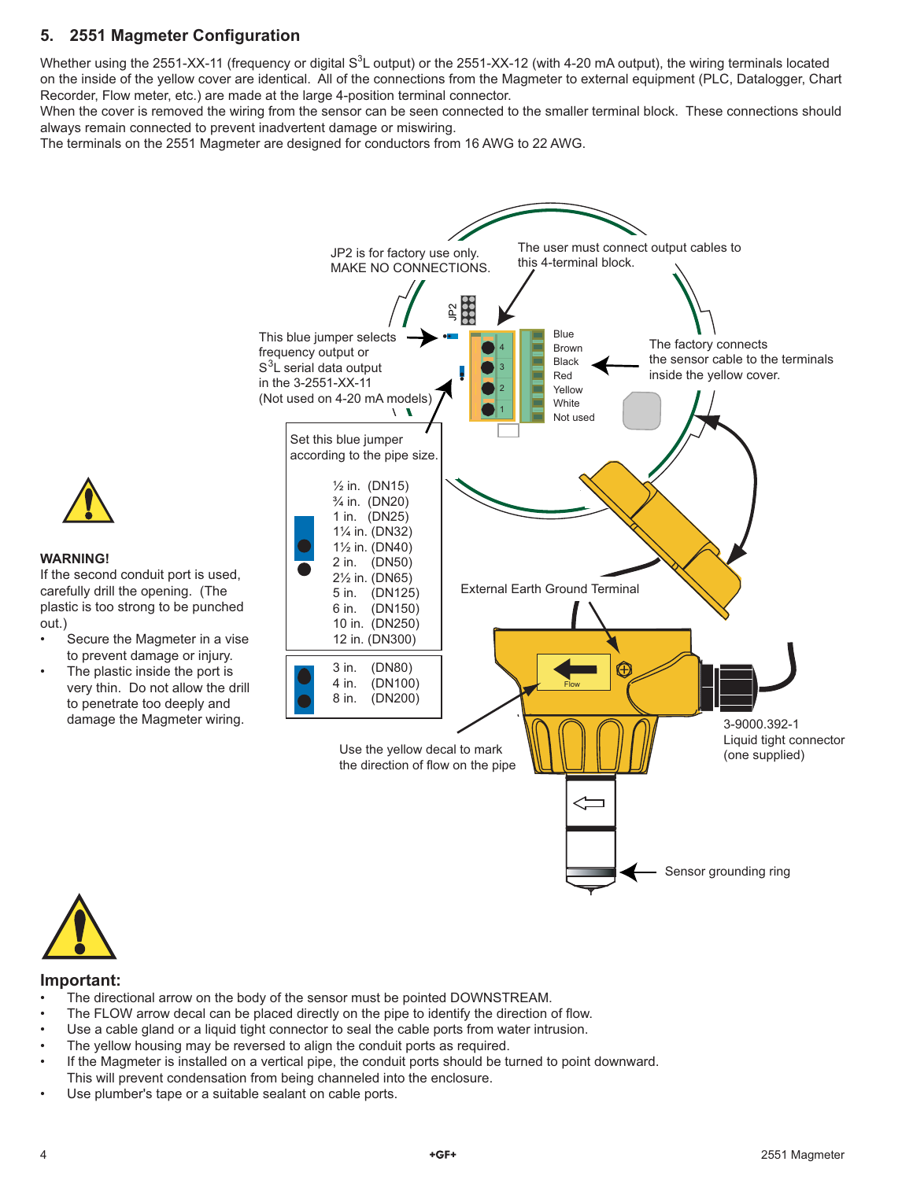## 5. 2551 Magmeter Configuration

Whether using the 2551-XX-11 (frequency or digital S[3]L output) or the 2551-XX-12 (with 4-20 mA output), the wiring terminals located on the inside of the yellow cover are identical. All of the connections from the Magmeter to external equipment (PLC, Datalogger, Chart Recorder, Flow meter, etc.) are made at the large 4-position terminal connector.

When the cover is removed the wiring from the sensor can be seen connected to the smaller terminal block. These connections should always remain connected to prevent inadvertent damage or miswiring.

The terminals on the 2551 Magmeter are designed for conductors from 16 AWG to 22 AWG.

JP2 is for factory use only. MAKE NO CONNECTIONS.

The user must connect output cables to this 4-terminal block.

This blue jumper selects frequency output or S[3]L serial data output in the 3-2551-XX-11 (Not used on 4-20 mA models)

Blue
Brown
Black
Red
Yellow
White
Not used

The factory connects the sensor cable to the terminals inside the yellow cover.

Set this blue jumper according to the pipe size.

| Jumper position | Pipe size |
|---|---|
| Upper | ½ in. (DN15)<br>¾ in. (DN20)<br>1 in. (DN25)<br>1¼ in. (DN32)<br>1½ in. (DN40)<br>2 in. (DN50)<br>2½ in. (DN65)<br>5 in. (DN125)<br>6 in. (DN150)<br>10 in. (DN250)<br>12 in. (DN300) |
| Both | 3 in. (DN80)<br>4 in. (DN100)<br>8 in. (DN200) |

External Earth Ground Terminal

Use the yellow decal to mark the direction of flow on the pipe

3-9000.392-1
Liquid tight connector
(one supplied)

Sensor grounding ring

**WARNING!**

If the second conduit port is used, carefully drill the opening. (The plastic is too strong to be punched out.)

- Secure the Magmeter in a vise to prevent damage or injury.
- The plastic inside the port is very thin. Do not allow the drill to penetrate too deeply and damage the Magmeter wiring.

## Important:

- The directional arrow on the body of the sensor must be pointed DOWNSTREAM.
- The FLOW arrow decal can be placed directly on the pipe to identify the direction of flow.
- Use a cable gland or a liquid tight connector to seal the cable ports from water intrusion.
- The yellow housing may be reversed to align the conduit ports as required.
- If the Magmeter is installed on a vertical pipe, the conduit ports should be turned to point downward. This will prevent condensation from being channeled into the enclosure.
- Use plumber's tape or a suitable sealant on cable ports.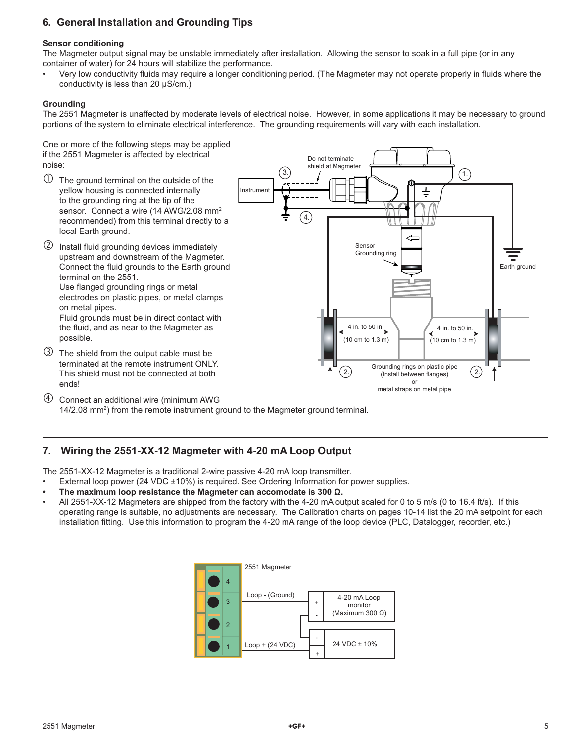## 6. General Installation and Grounding Tips

**Sensor conditioning**

The Magmeter output signal may be unstable immediately after installation. Allowing the sensor to soak in a full pipe (or in any container of water) for 24 hours will stabilize the performance.

- Very low conductivity fluids may require a longer conditioning period. (The Magmeter may not operate properly in fluids where the conductivity is less than 20 µS/cm.)

**Grounding**

The 2551 Magmeter is unaffected by moderate levels of electrical noise. However, in some applications it may be necessary to ground portions of the system to eliminate electrical interference. The grounding requirements will vary with each installation.

One or more of the following steps may be applied if the 2551 Magmeter is affected by electrical noise:

① The ground terminal on the outside of the yellow housing is connected internally to the grounding ring at the tip of the sensor. Connect a wire (14 AWG/2.08 mm$^2$ recommended) from this terminal directly to a local Earth ground.

② Install fluid grounding devices immediately upstream and downstream of the Magmeter. Connect the fluid grounds to the Earth ground terminal on the 2551.
Use flanged grounding rings or metal electrodes on plastic pipes, or metal clamps on metal pipes.
Fluid grounds must be in direct contact with the fluid, and as near to the Magmeter as possible.

③ The shield from the output cable must be terminated at the remote instrument ONLY. This shield must not be connected at both ends!

④ Connect an additional wire (minimum AWG 14/2.08 mm$^2$) from the remote instrument ground to the Magmeter ground terminal.

## 7. Wiring the 2551-XX-12 Magmeter with 4-20 mA Loop Output

The 2551-XX-12 Magmeter is a traditional 2-wire passive 4-20 mA loop transmitter.

- External loop power (24 VDC ±10%) is required. See Ordering Information for power supplies.
- **The maximum loop resistance the Magmeter can accomodate is 300 Ω.**
- All 2551-XX-12 Magmeters are shipped from the factory with the 4-20 mA output scaled for 0 to 5 m/s (0 to 16.4 ft/s). If this operating range is suitable, no adjustments are necessary. The Calibration charts on pages 10-14 list the 20 mA setpoint for each installation fitting. Use this information to program the 4-20 mA range of the loop device (PLC, Datalogger, recorder, etc.)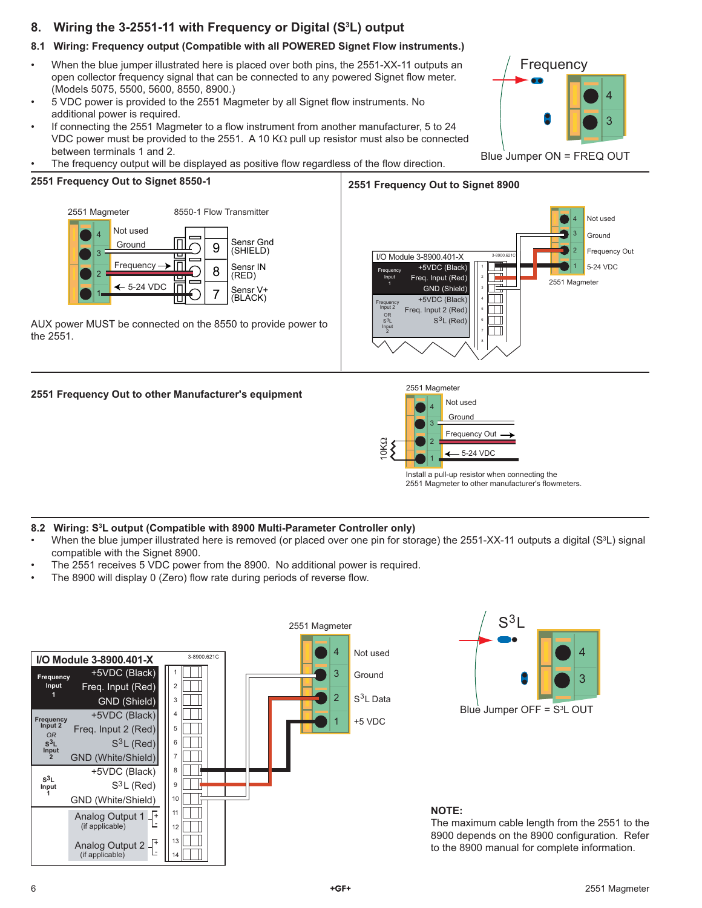## 8. Wiring the 3-2551-11 with Frequency or Digital ($S^3L$) output

### 8.1 Wiring: Frequency output (Compatible with all POWERED Signet Flow instruments.)

- When the blue jumper illustrated here is placed over both pins, the 2551-XX-11 outputs an open collector frequency signal that can be connected to any powered Signet flow meter. (Models 5075, 5500, 5600, 8550, 8900.)
- 5 VDC power is provided to the 2551 Magmeter by all Signet flow instruments. No additional power is required.
- If connecting the 2551 Magmeter to a flow instrument from another manufacturer, 5 to 24 VDC power must be provided to the 2551. A 10 KΩ pull up resistor must also be connected between terminals 1 and 2.
- The frequency output will be displayed as positive flow regardless of the flow direction.

Frequency

Blue Jumper ON = FREQ OUT

**2551 Frequency Out to Signet 8550-1**

2551 Magmeter — 8550-1 Flow Transmitter

| 2551 Magmeter | | 8550-1 Terminal | |
|---|---|---|---|
| 4 | Not used | | |
| 3 | Ground | 9 | Sensr Gnd (SHIELD) |
| 2 | Frequency → | 8 | Sensr IN (RED) |
| 1 | ← 5-24 VDC | 7 | Sensr V+ (BLACK) |

AUX power MUST be connected on the 8550 to provide power to the 2551.

**2551 Frequency Out to Signet 8900**

I/O Module 3-8900.401-X (3-8900.621C)

| I/O Module | | Terminal | 2551 Magmeter |
|---|---|---|---|
| Frequency Input 1 | +5VDC (Black) | 1 | 1 – 5-24 VDC |
| | Freq. Input (Red) | 2 | 2 – Frequency Out |
| | GND (Shield) | 3 | 3 – Ground |
| Frequency Input 2 OR $S^3L$ Input 2 | +5VDC (Black) | 4 | |
| | Freq. Input 2 (Red) | 5 | |
| | $S^3L$ (Red) | 6 | |
| | | 7 | |
| | | 8 | |

2551 Magmeter: 4 Not used

**2551 Frequency Out to other Manufacturer's equipment**

2551 Magmeter

- 4 – Not used
- 3 – Ground
- 2 – Frequency Out →
- 1 – ← 5-24 VDC

10KΩ

Install a pull-up resistor when connecting the 2551 Magmeter to other manufacturer's flowmeters.

### 8.2 Wiring: $S^3L$ output (Compatible with 8900 Multi-Parameter Controller only)

- When the blue jumper illustrated here is removed (or placed over one pin for storage) the 2551-XX-11 outputs a digital ($S^3L$) signal compatible with the Signet 8900.
- The 2551 receives 5 VDC power from the 8900. No additional power is required.
- The 8900 will display 0 (Zero) flow rate during periods of reverse flow.

**I/O Module 3-8900.401-X** (3-8900.621C)

| I/O Module | | Terminal | 2551 Magmeter |
|---|---|---|---|
| Frequency Input 1 | +5VDC (Black) | 1 | |
| | Freq. Input (Red) | 2 | |
| | GND (Shield) | 3 | |
| Frequency Input 2 OR $S^3L$ Input 2 | +5VDC (Black) | 4 | |
| | Freq. Input 2 (Red) | 5 | |
| | $S^3L$ (Red) | 6 | |
| | GND (White/Shield) | 7 | |
| $S^3L$ Input 1 | +5VDC (Black) | 8 | 1 – +5 VDC |
| | $S^3L$ (Red) | 9 | 2 – $S^3L$ Data |
| | GND (White/Shield) | 10 | 3 – Ground |
| Analog Output 1 (if applicable) | + | 11 | |
| | - | 12 | |
| Analog Output 2 (if applicable) | + | 13 | |
| | - | 14 | |

2551 Magmeter: 4 Not used

$S^3L$

Blue Jumper OFF = $S^3L$ OUT

**NOTE:**
The maximum cable length from the 2551 to the 8900 depends on the 8900 configuration. Refer to the 8900 manual for complete information.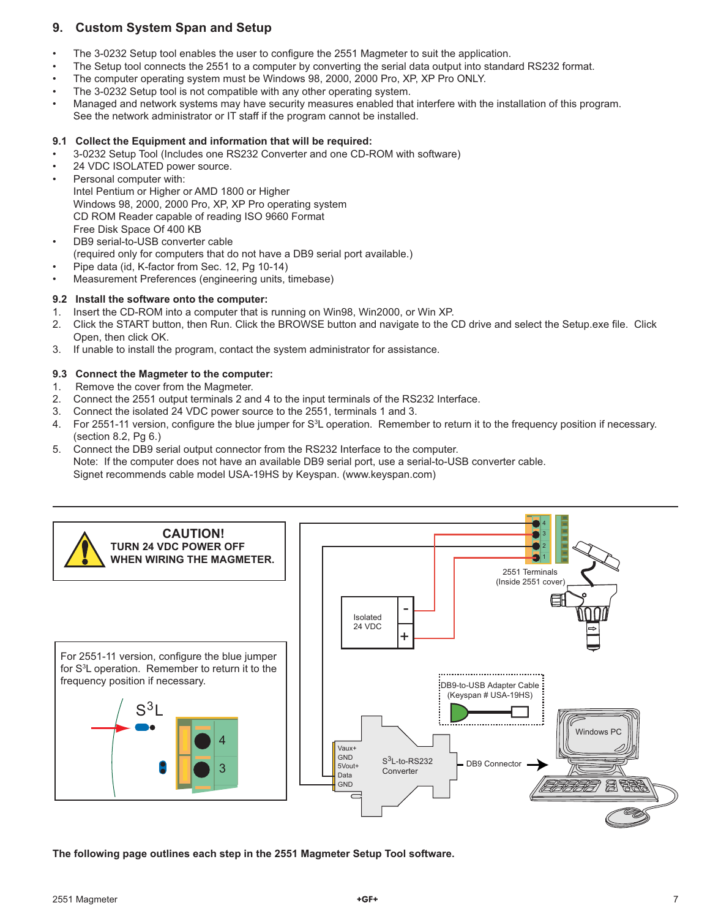## 9. Custom System Span and Setup

- The 3-0232 Setup tool enables the user to configure the 2551 Magmeter to suit the application.
- The Setup tool connects the 2551 to a computer by converting the serial data output into standard RS232 format.
- The computer operating system must be Windows 98, 2000, 2000 Pro, XP, XP Pro ONLY.
- The 3-0232 Setup tool is not compatible with any other operating system.
- Managed and network systems may have security measures enabled that interfere with the installation of this program. See the network administrator or IT staff if the program cannot be installed.

### 9.1 Collect the Equipment and information that will be required:

- 3-0232 Setup Tool (Includes one RS232 Converter and one CD-ROM with software)
- 24 VDC ISOLATED power source.
- Personal computer with:
  Intel Pentium or Higher or AMD 1800 or Higher
  Windows 98, 2000, 2000 Pro, XP, XP Pro operating system
  CD ROM Reader capable of reading ISO 9660 Format
  Free Disk Space Of 400 KB
- DB9 serial-to-USB converter cable
  (required only for computers that do not have a DB9 serial port available.)
- Pipe data (id, K-factor from Sec. 12, Pg 10-14)
- Measurement Preferences (engineering units, timebase)

### 9.2 Install the software onto the computer:

1. Insert the CD-ROM into a computer that is running on Win98, Win2000, or Win XP.
2. Click the START button, then Run. Click the BROWSE button and navigate to the CD drive and select the Setup.exe file. Click Open, then click OK.
3. If unable to install the program, contact the system administrator for assistance.

### 9.3 Connect the Magmeter to the computer:

1. Remove the cover from the Magmeter.
2. Connect the 2551 output terminals 2 and 4 to the input terminals of the RS232 Interface.
3. Connect the isolated 24 VDC power source to the 2551, terminals 1 and 3.
4. For 2551-11 version, configure the blue jumper for S³L operation. Remember to return it to the frequency position if necessary. (section 8.2, Pg 6.)
5. Connect the DB9 serial output connector from the RS232 Interface to the computer.
   Note: If the computer does not have an available DB9 serial port, use a serial-to-USB converter cable.
   Signet recommends cable model USA-19HS by Keyspan. (www.keyspan.com)

**CAUTION!**
**TURN 24 VDC POWER OFF WHEN WIRING THE MAGMETER.**

For 2551-11 version, configure the blue jumper for S³L operation. Remember to return it to the frequency position if necessary.

S³L

4

3

2551 Terminals (Inside 2551 cover)

Isolated 24 VDC

DB9-to-USB Adapter Cable (Keyspan # USA-19HS)

Vaux+
GND
5Vout+
Data
GND

S³L-to-RS232 Converter

DB9 Connector

Windows PC

**The following page outlines each step in the 2551 Magmeter Setup Tool software.**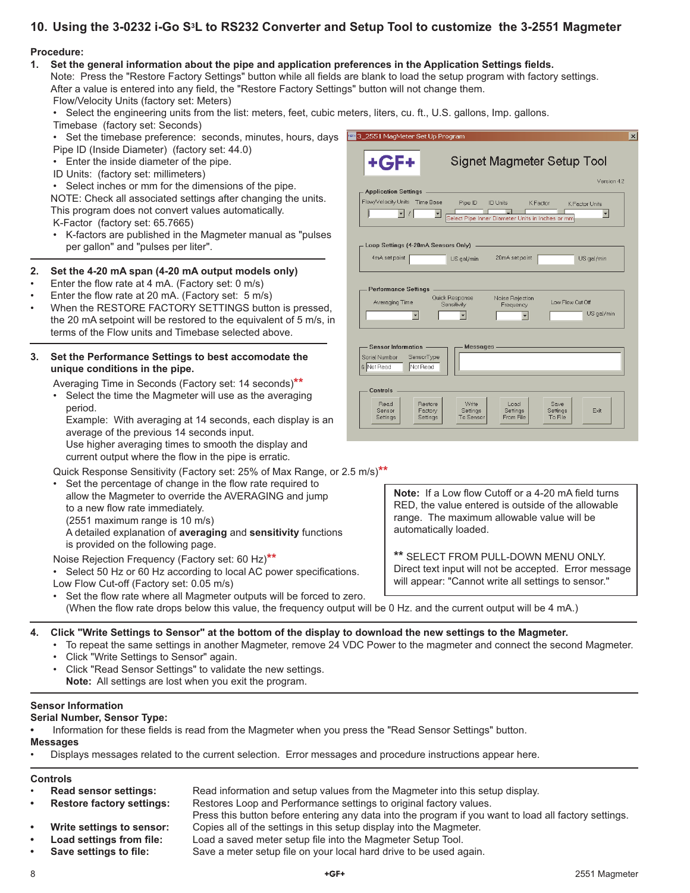## 10. Using the 3-0232 i-Go S³L to RS232 Converter and Setup Tool to customize the 3-2551 Magmeter

**Procedure:**

1. **Set the general information about the pipe and application preferences in the Application Settings fields.**
   Note: Press the "Restore Factory Settings" button while all fields are blank to load the setup program with factory settings. After a value is entered into any field, the "Restore Factory Settings" button will not change them.
   
   Flow/Velocity Units (factory set: Meters)
   - Select the engineering units from the list: meters, feet, cubic meters, liters, cu. ft., U.S. gallons, Imp. gallons.
   
   Timebase (factory set: Seconds)
   - Set the timebase preference: seconds, minutes, hours, days
   
   Pipe ID (Inside Diameter) (factory set: 44.0)
   - Enter the inside diameter of the pipe.
   
   ID Units: (factory set: millimeters)
   - Select inches or mm for the dimensions of the pipe.
   
   NOTE: Check all associated settings after changing the units. This program does not convert values automatically.
   
   K-Factor (factory set: 65.7665)
   - K-factors are published in the Magmeter manual as "pulses per gallon" and "pulses per liter".

2. **Set the 4-20 mA span (4-20 mA output models only)**
   - Enter the flow rate at 4 mA. (Factory set: 0 m/s)
   - Enter the flow rate at 20 mA. (Factory set: 5 m/s)
   - When the RESTORE FACTORY SETTINGS button is pressed, the 20 mA setpoint will be restored to the equivalent of 5 m/s, in terms of the Flow units and Timebase selected above.

3. **Set the Performance Settings to best accomodate the unique conditions in the pipe.**
   
   Averaging Time in Seconds (Factory set: 14 seconds)**
   - Select the time the Magmeter will use as the averaging period.
     Example: With averaging at 14 seconds, each display is an average of the previous 14 seconds input.
     Use higher averaging times to smooth the display and current output where the flow in the pipe is erratic.
   
   Quick Response Sensitivity (Factory set: 25% of Max Range, or 2.5 m/s)**
   - Set the percentage of change in the flow rate required to allow the Magmeter to override the AVERAGING and jump to a new flow rate immediately.
     (2551 maximum range is 10 m/s)
     A detailed explanation of **averaging** and **sensitivity** functions is provided on the following page.
   
   Noise Rejection Frequency (Factory set: 60 Hz)**
   - Select 50 Hz or 60 Hz according to local AC power specifications.
   
   Low Flow Cut-off (Factory set: 0.05 m/s)
   - Set the flow rate where all Magmeter outputs will be forced to zero.
     (When the flow rate drops below this value, the frequency output will be 0 Hz. and the current output will be 4 mA.)

3_2551 MagMeter Set Up Program

Signet Magmeter Setup Tool — Version 4.2

Application Settings: Flow/Velocity Units | Time Base | Pipe ID | ID Units | K Factor | K Factor Units — Select Pipe Inner Diameter Units in Inches or mm

Loop Settings (4-20mA Sensors Only): 4mA set point ___ US gal/min | 20mA set point ___ US gal/min

Performance Settings: Averaging Time | Quick Response Sensitivity | Noise Rejection Frequency | Low Flow Cut Off ___ US gal/min

Sensor Information: Serial Number: Not Read | Sensor Type: Not Read — Messages

Controls: Read Sensor Settings | Restore Factory Settings | Write Settings To Sensor | Load Settings From File | Save Settings To File | Exit

> **Note:** If a Low flow Cutoff or a 4-20 mA field turns RED, the value entered is outside of the allowable range. The maximum allowable value will be automatically loaded.
>
> ** SELECT FROM PULL-DOWN MENU ONLY.
> Direct text input will not be accepted. Error message will appear: "Cannot write all settings to sensor."

4. **Click "Write Settings to Sensor" at the bottom of the display to download the new settings to the Magmeter.**
   - To repeat the same settings in another Magmeter, remove 24 VDC Power to the magmeter and connect the second Magmeter.
   - Click "Write Settings to Sensor" again.
   - Click "Read Sensor Settings" to validate the new settings.
   
   **Note:** All settings are lost when you exit the program.

**Sensor Information**

**Serial Number, Sensor Type:**
- Information for these fields is read from the Magmeter when you press the "Read Sensor Settings" button.

**Messages**
- Displays messages related to the current selection. Error messages and procedure instructions appear here.

**Controls**

| | |
|---|---|
| • **Read sensor settings:** | Read information and setup values from the Magmeter into this setup display. |
| • **Restore factory settings:** | Restores Loop and Performance settings to original factory values. Press this button before entering any data into the program if you want to load all factory settings. |
| • **Write settings to sensor:** | Copies all of the settings in this setup display into the Magmeter. |
| • **Load settings from file:** | Load a saved meter setup file into the Magmeter Setup Tool. |
| • **Save settings to file:** | Save a meter setup file on your local hard drive to be used again. |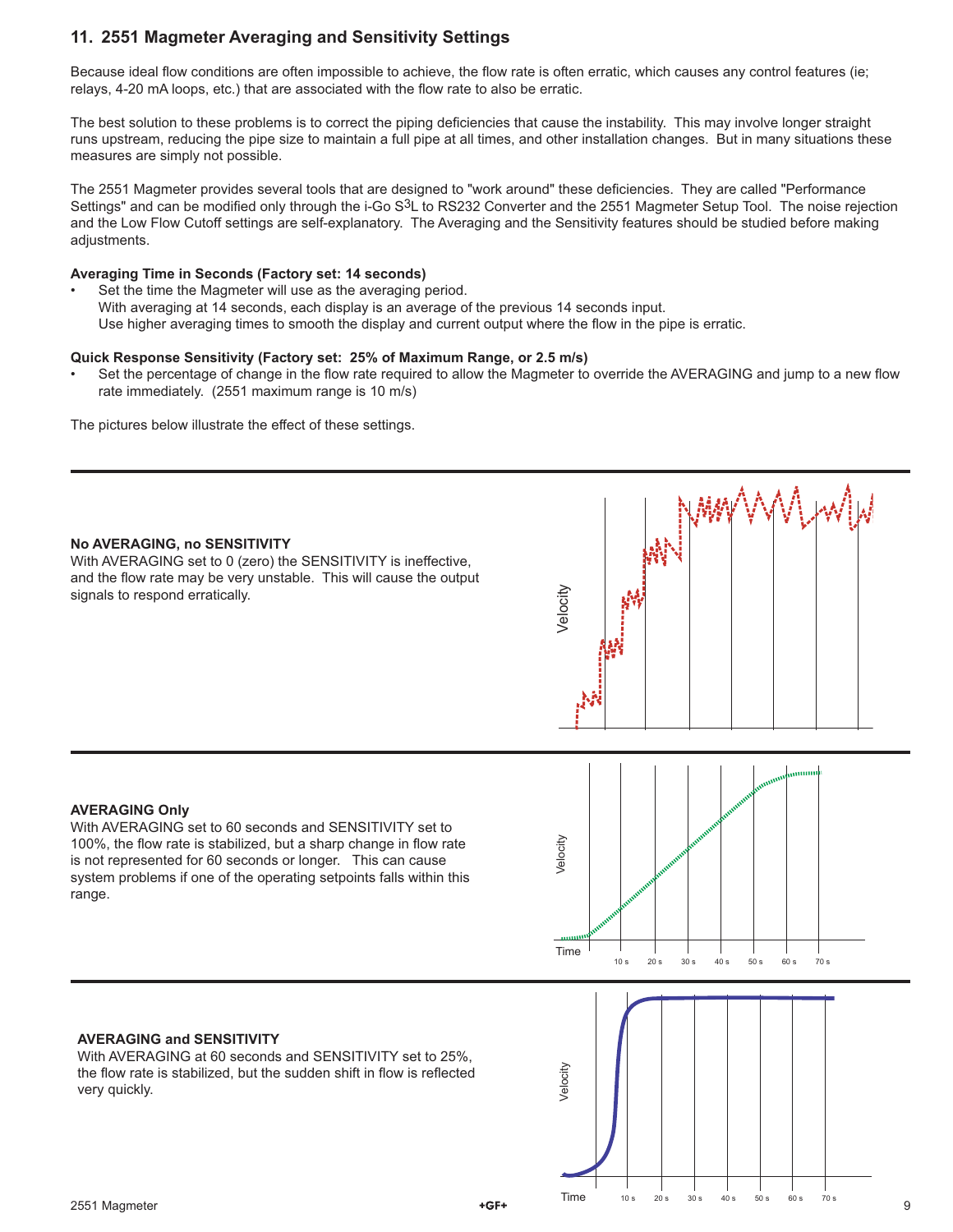## 11. 2551 Magmeter Averaging and Sensitivity Settings

Because ideal flow conditions are often impossible to achieve, the flow rate is often erratic, which causes any control features (ie; relays, 4-20 mA loops, etc.) that are associated with the flow rate to also be erratic.

The best solution to these problems is to correct the piping deficiencies that cause the instability. This may involve longer straight runs upstream, reducing the pipe size to maintain a full pipe at all times, and other installation changes. But in many situations these measures are simply not possible.

The 2551 Magmeter provides several tools that are designed to "work around" these deficiencies. They are called "Performance Settings" and can be modified only through the i-Go S³L to RS232 Converter and the 2551 Magmeter Setup Tool. The noise rejection and the Low Flow Cutoff settings are self-explanatory. The Averaging and the Sensitivity features should be studied before making adjustments.

**Averaging Time in Seconds (Factory set: 14 seconds)**

- Set the time the Magmeter will use as the averaging period.
  With averaging at 14 seconds, each display is an average of the previous 14 seconds input.
  Use higher averaging times to smooth the display and current output where the flow in the pipe is erratic.

**Quick Response Sensitivity (Factory set: 25% of Maximum Range, or 2.5 m/s)**

- Set the percentage of change in the flow rate required to allow the Magmeter to override the AVERAGING and jump to a new flow rate immediately. (2551 maximum range is 10 m/s)

The pictures below illustrate the effect of these settings.

**No AVERAGING, no SENSITIVITY**
With AVERAGING set to 0 (zero) the SENSITIVITY is ineffective, and the flow rate may be very unstable. This will cause the output signals to respond erratically.

**AVERAGING Only**
With AVERAGING set to 60 seconds and SENSITIVITY set to 100%, the flow rate is stabilized, but a sharp change in flow rate is not represented for 60 seconds or longer. This can cause system problems if one of the operating setpoints falls within this range.

**AVERAGING and SENSITIVITY**
With AVERAGING at 60 seconds and SENSITIVITY set to 25%, the flow rate is stabilized, but the sudden shift in flow is reflected very quickly.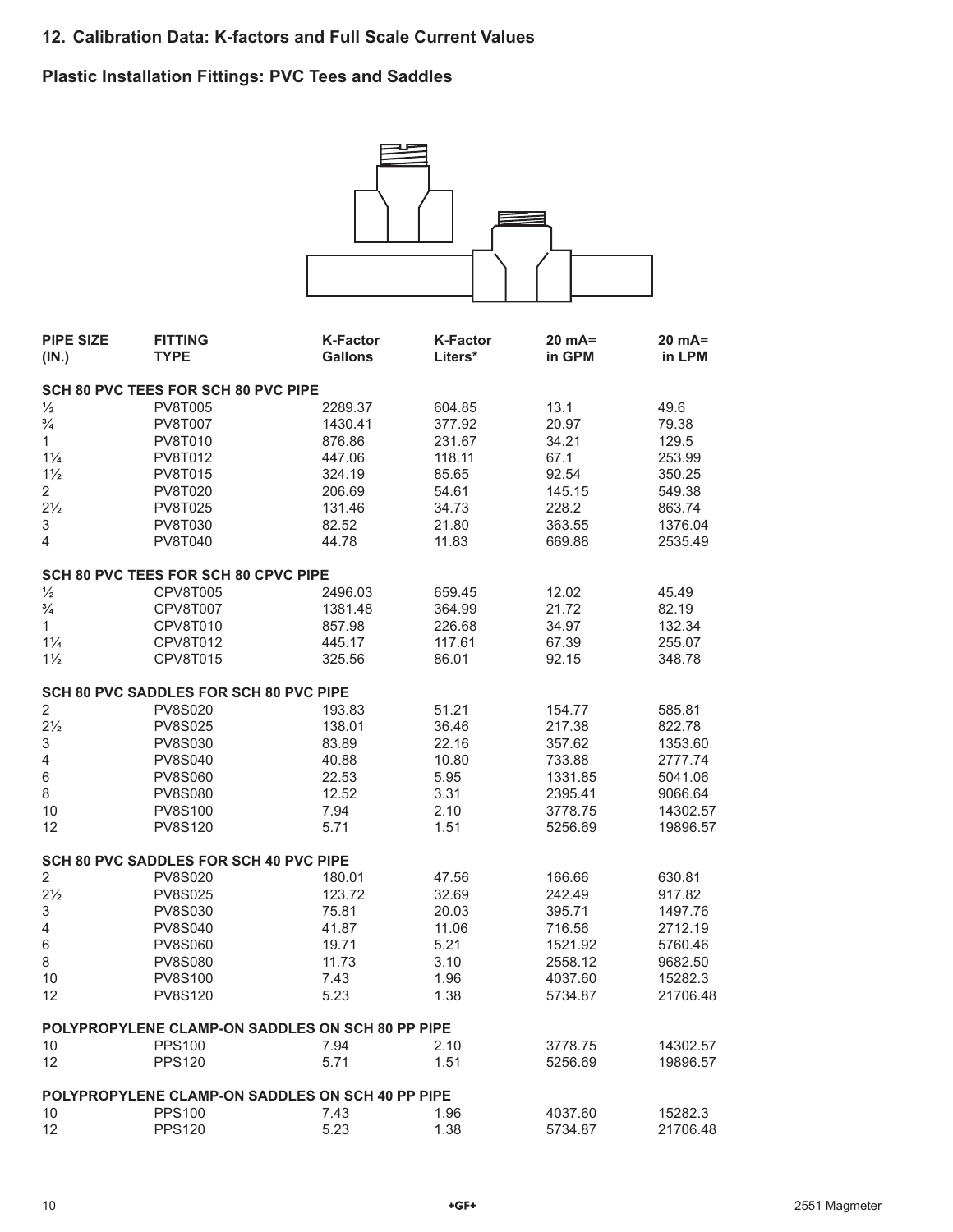## 12. Calibration Data: K-factors and Full Scale Current Values

### Plastic Installation Fittings: PVC Tees and Saddles

| PIPE SIZE (IN.) | FITTING TYPE | K-Factor Gallons | K-Factor Liters* | 20 mA= in GPM | 20 mA= in LPM |
|---|---|---|---|---|---|
| **SCH 80 PVC TEES FOR SCH 80 PVC PIPE** | | | | | |
| ½ | PV8T005 | 2289.37 | 604.85 | 13.1 | 49.6 |
| ¾ | PV8T007 | 1430.41 | 377.92 | 20.97 | 79.38 |
| 1 | PV8T010 | 876.86 | 231.67 | 34.21 | 129.5 |
| 1¼ | PV8T012 | 447.06 | 118.11 | 67.1 | 253.99 |
| 1½ | PV8T015 | 324.19 | 85.65 | 92.54 | 350.25 |
| 2 | PV8T020 | 206.69 | 54.61 | 145.15 | 549.38 |
| 2½ | PV8T025 | 131.46 | 34.73 | 228.2 | 863.74 |
| 3 | PV8T030 | 82.52 | 21.80 | 363.55 | 1376.04 |
| 4 | PV8T040 | 44.78 | 11.83 | 669.88 | 2535.49 |
| **SCH 80 PVC TEES FOR SCH 80 CPVC PIPE** | | | | | |
| ½ | CPV8T005 | 2496.03 | 659.45 | 12.02 | 45.49 |
| ¾ | CPV8T007 | 1381.48 | 364.99 | 21.72 | 82.19 |
| 1 | CPV8T010 | 857.98 | 226.68 | 34.97 | 132.34 |
| 1¼ | CPV8T012 | 445.17 | 117.61 | 67.39 | 255.07 |
| 1½ | CPV8T015 | 325.56 | 86.01 | 92.15 | 348.78 |
| **SCH 80 PVC SADDLES FOR SCH 80 PVC PIPE** | | | | | |
| 2 | PV8S020 | 193.83 | 51.21 | 154.77 | 585.81 |
| 2½ | PV8S025 | 138.01 | 36.46 | 217.38 | 822.78 |
| 3 | PV8S030 | 83.89 | 22.16 | 357.62 | 1353.60 |
| 4 | PV8S040 | 40.88 | 10.80 | 733.88 | 2777.74 |
| 6 | PV8S060 | 22.53 | 5.95 | 1331.85 | 5041.06 |
| 8 | PV8S080 | 12.52 | 3.31 | 2395.41 | 9066.64 |
| 10 | PV8S100 | 7.94 | 2.10 | 3778.75 | 14302.57 |
| 12 | PV8S120 | 5.71 | 1.51 | 5256.69 | 19896.57 |
| **SCH 80 PVC SADDLES FOR SCH 40 PVC PIPE** | | | | | |
| 2 | PV8S020 | 180.01 | 47.56 | 166.66 | 630.81 |
| 2½ | PV8S025 | 123.72 | 32.69 | 242.49 | 917.82 |
| 3 | PV8S030 | 75.81 | 20.03 | 395.71 | 1497.76 |
| 4 | PV8S040 | 41.87 | 11.06 | 716.56 | 2712.19 |
| 6 | PV8S060 | 19.71 | 5.21 | 1521.92 | 5760.46 |
| 8 | PV8S080 | 11.73 | 3.10 | 2558.12 | 9682.50 |
| 10 | PV8S100 | 7.43 | 1.96 | 4037.60 | 15282.3 |
| 12 | PV8S120 | 5.23 | 1.38 | 5734.87 | 21706.48 |
| **POLYPROPYLENE CLAMP-ON SADDLES ON SCH 80 PP PIPE** | | | | | |
| 10 | PPS100 | 7.94 | 2.10 | 3778.75 | 14302.57 |
| 12 | PPS120 | 5.71 | 1.51 | 5256.69 | 19896.57 |
| **POLYPROPYLENE CLAMP-ON SADDLES ON SCH 40 PP PIPE** | | | | | |
| 10 | PPS100 | 7.43 | 1.96 | 4037.60 | 15282.3 |
| 12 | PPS120 | 5.23 | 1.38 | 5734.87 | 21706.48 |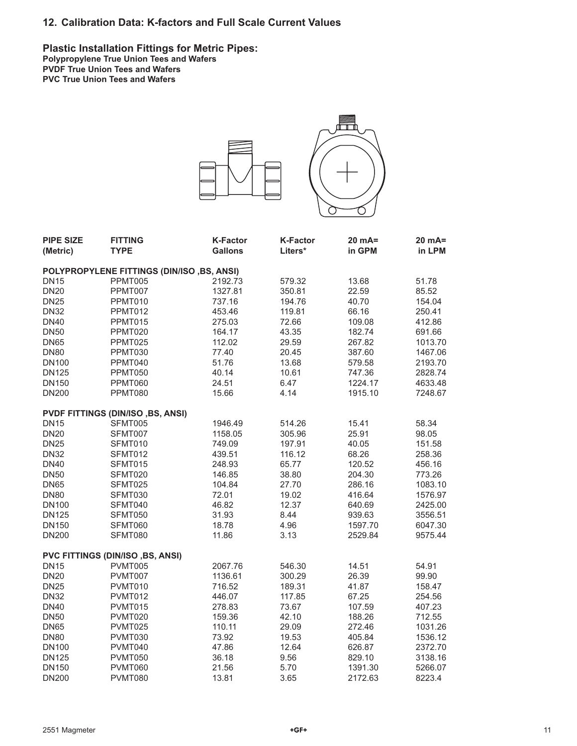## 12. Calibration Data: K-factors and Full Scale Current Values

### Plastic Installation Fittings for Metric Pipes:

**Polypropylene True Union Tees and Wafers**
**PVDF True Union Tees and Wafers**
**PVC True Union Tees and Wafers**

| PIPE SIZE (Metric) | FITTING TYPE | K-Factor Gallons | K-Factor Liters* | 20 mA= in GPM | 20 mA= in LPM |
|---|---|---|---|---|---|
| **POLYPROPYLENE FITTINGS (DIN/ISO ,BS, ANSI)** | | | | | |
| DN15 | PPMT005 | 2192.73 | 579.32 | 13.68 | 51.78 |
| DN20 | PPMT007 | 1327.81 | 350.81 | 22.59 | 85.52 |
| DN25 | PPMT010 | 737.16 | 194.76 | 40.70 | 154.04 |
| DN32 | PPMT012 | 453.46 | 119.81 | 66.16 | 250.41 |
| DN40 | PPMT015 | 275.03 | 72.66 | 109.08 | 412.86 |
| DN50 | PPMT020 | 164.17 | 43.35 | 182.74 | 691.66 |
| DN65 | PPMT025 | 112.02 | 29.59 | 267.82 | 1013.70 |
| DN80 | PPMT030 | 77.40 | 20.45 | 387.60 | 1467.06 |
| DN100 | PPMT040 | 51.76 | 13.68 | 579.58 | 2193.70 |
| DN125 | PPMT050 | 40.14 | 10.61 | 747.36 | 2828.74 |
| DN150 | PPMT060 | 24.51 | 6.47 | 1224.17 | 4633.48 |
| DN200 | PPMT080 | 15.66 | 4.14 | 1915.10 | 7248.67 |
| **PVDF FITTINGS (DIN/ISO ,BS, ANSI)** | | | | | |
| DN15 | SFMT005 | 1946.49 | 514.26 | 15.41 | 58.34 |
| DN20 | SFMT007 | 1158.05 | 305.96 | 25.91 | 98.05 |
| DN25 | SFMT010 | 749.09 | 197.91 | 40.05 | 151.58 |
| DN32 | SFMT012 | 439.51 | 116.12 | 68.26 | 258.36 |
| DN40 | SFMT015 | 248.93 | 65.77 | 120.52 | 456.16 |
| DN50 | SFMT020 | 146.85 | 38.80 | 204.30 | 773.26 |
| DN65 | SFMT025 | 104.84 | 27.70 | 286.16 | 1083.10 |
| DN80 | SFMT030 | 72.01 | 19.02 | 416.64 | 1576.97 |
| DN100 | SFMT040 | 46.82 | 12.37 | 640.69 | 2425.00 |
| DN125 | SFMT050 | 31.93 | 8.44 | 939.63 | 3556.51 |
| DN150 | SFMT060 | 18.78 | 4.96 | 1597.70 | 6047.30 |
| DN200 | SFMT080 | 11.86 | 3.13 | 2529.84 | 9575.44 |
| **PVC FITTINGS (DIN/ISO ,BS, ANSI)** | | | | | |
| DN15 | PVMT005 | 2067.76 | 546.30 | 14.51 | 54.91 |
| DN20 | PVMT007 | 1136.61 | 300.29 | 26.39 | 99.90 |
| DN25 | PVMT010 | 716.52 | 189.31 | 41.87 | 158.47 |
| DN32 | PVMT012 | 446.07 | 117.85 | 67.25 | 254.56 |
| DN40 | PVMT015 | 278.83 | 73.67 | 107.59 | 407.23 |
| DN50 | PVMT020 | 159.36 | 42.10 | 188.26 | 712.55 |
| DN65 | PVMT025 | 110.11 | 29.09 | 272.46 | 1031.26 |
| DN80 | PVMT030 | 73.92 | 19.53 | 405.84 | 1536.12 |
| DN100 | PVMT040 | 47.86 | 12.64 | 626.87 | 2372.70 |
| DN125 | PVMT050 | 36.18 | 9.56 | 829.10 | 3138.16 |
| DN150 | PVMT060 | 21.56 | 5.70 | 1391.30 | 5266.07 |
| DN200 | PVMT080 | 13.81 | 3.65 | 2172.63 | 8223.4 |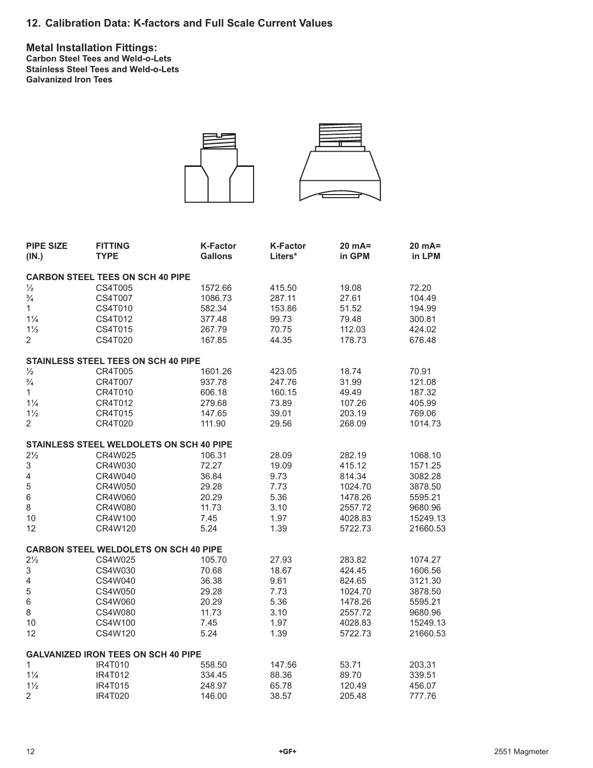## 12. Calibration Data: K-factors and Full Scale Current Values

### Metal Installation Fittings:

**Carbon Steel Tees and Weld-o-Lets**
**Stainless Steel Tees and Weld-o-Lets**
**Galvanized Iron Tees**

| PIPE SIZE (IN.) | FITTING TYPE | K-Factor Gallons | K-Factor Liters* | 20 mA= in GPM | 20 mA= in LPM |
|---|---|---|---|---|---|
| **CARBON STEEL TEES ON SCH 40 PIPE** | | | | | |
| ½ | CS4T005 | 1572.66 | 415.50 | 19.08 | 72.20 |
| ¾ | CS4T007 | 1086.73 | 287.11 | 27.61 | 104.49 |
| 1 | CS4T010 | 582.34 | 153.86 | 51.52 | 194.99 |
| 1¼ | CS4T012 | 377.48 | 99.73 | 79.48 | 300.81 |
| 1½ | CS4T015 | 267.79 | 70.75 | 112.03 | 424.02 |
| 2 | CS4T020 | 167.85 | 44.35 | 178.73 | 676.48 |
| **STAINLESS STEEL TEES ON SCH 40 PIPE** | | | | | |
| ½ | CR4T005 | 1601.26 | 423.05 | 18.74 | 70.91 |
| ¾ | CR4T007 | 937.78 | 247.76 | 31.99 | 121.08 |
| 1 | CR4T010 | 606.18 | 160.15 | 49.49 | 187.32 |
| 1¼ | CR4T012 | 279.68 | 73.89 | 107.26 | 405.99 |
| 1½ | CR4T015 | 147.65 | 39.01 | 203.19 | 769.06 |
| 2 | CR4T020 | 111.90 | 29.56 | 268.09 | 1014.73 |
| **STAINLESS STEEL WELDOLETS ON SCH 40 PIPE** | | | | | |
| 2½ | CR4W025 | 106.31 | 28.09 | 282.19 | 1068.10 |
| 3 | CR4W030 | 72.27 | 19.09 | 415.12 | 1571.25 |
| 4 | CR4W040 | 36.84 | 9.73 | 814.34 | 3082.28 |
| 5 | CR4W050 | 29.28 | 7.73 | 1024.70 | 3878.50 |
| 6 | CR4W060 | 20.29 | 5.36 | 1478.26 | 5595.21 |
| 8 | CR4W080 | 11.73 | 3.10 | 2557.72 | 9680.96 |
| 10 | CR4W100 | 7.45 | 1.97 | 4028.83 | 15249.13 |
| 12 | CR4W120 | 5.24 | 1.39 | 5722.73 | 21660.53 |
| **CARBON STEEL WELDOLETS ON SCH 40 PIPE** | | | | | |
| 2½ | CS4W025 | 105.70 | 27.93 | 283.82 | 1074.27 |
| 3 | CS4W030 | 70.68 | 18.67 | 424.45 | 1606.56 |
| 4 | CS4W040 | 36.38 | 9.61 | 824.65 | 3121.30 |
| 5 | CS4W050 | 29.28 | 7.73 | 1024.70 | 3878.50 |
| 6 | CS4W060 | 20.29 | 5.36 | 1478.26 | 5595.21 |
| 8 | CS4W080 | 11.73 | 3.10 | 2557.72 | 9680.96 |
| 10 | CS4W100 | 7.45 | 1.97 | 4028.83 | 15249.13 |
| 12 | CS4W120 | 5.24 | 1.39 | 5722.73 | 21660.53 |
| **GALVANIZED IRON TEES ON SCH 40 PIPE** | | | | | |
| 1 | IR4T010 | 558.50 | 147.56 | 53.71 | 203.31 |
| 1¼ | IR4T012 | 334.45 | 88.36 | 89.70 | 339.51 |
| 1½ | IR4T015 | 248.97 | 65.78 | 120.49 | 456.07 |
| 2 | IR4T020 | 146.00 | 38.57 | 205.48 | 777.76 |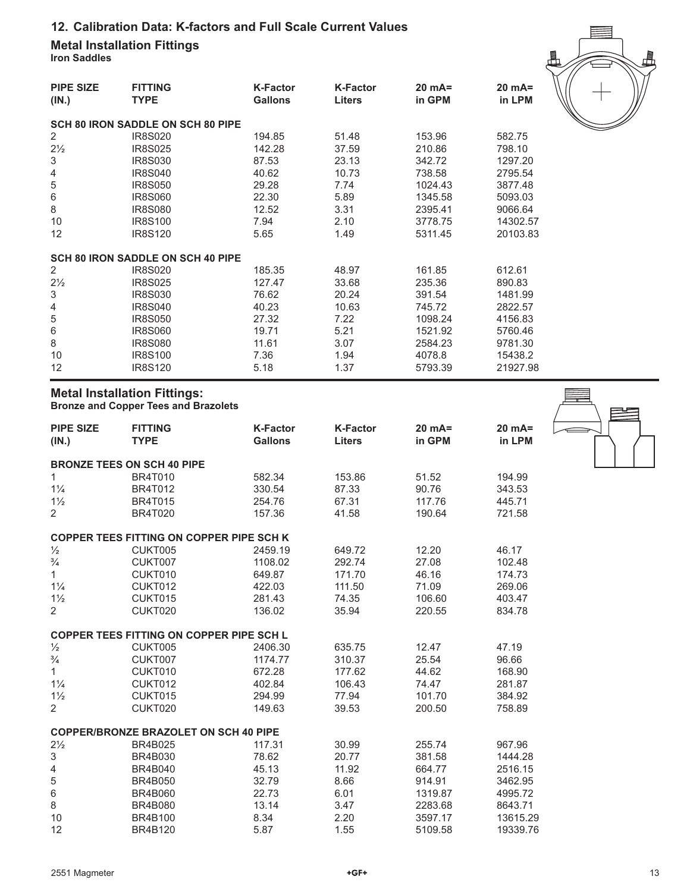## 12. Calibration Data: K-factors and Full Scale Current Values

### Metal Installation Fittings

**Iron Saddles**

| PIPE SIZE (IN.) | FITTING TYPE | K-Factor Gallons | K-Factor Liters | 20 mA= in GPM | 20 mA= in LPM |
|---|---|---|---|---|---|
| **SCH 80 IRON SADDLE ON SCH 80 PIPE** | | | | | |
| 2 | IR8S020 | 194.85 | 51.48 | 153.96 | 582.75 |
| 2½ | IR8S025 | 142.28 | 37.59 | 210.86 | 798.10 |
| 3 | IR8S030 | 87.53 | 23.13 | 342.72 | 1297.20 |
| 4 | IR8S040 | 40.62 | 10.73 | 738.58 | 2795.54 |
| 5 | IR8S050 | 29.28 | 7.74 | 1024.43 | 3877.48 |
| 6 | IR8S060 | 22.30 | 5.89 | 1345.58 | 5093.03 |
| 8 | IR8S080 | 12.52 | 3.31 | 2395.41 | 9066.64 |
| 10 | IR8S100 | 7.94 | 2.10 | 3778.75 | 14302.57 |
| 12 | IR8S120 | 5.65 | 1.49 | 5311.45 | 20103.83 |
| **SCH 80 IRON SADDLE ON SCH 40 PIPE** | | | | | |
| 2 | IR8S020 | 185.35 | 48.97 | 161.85 | 612.61 |
| 2½ | IR8S025 | 127.47 | 33.68 | 235.36 | 890.83 |
| 3 | IR8S030 | 76.62 | 20.24 | 391.54 | 1481.99 |
| 4 | IR8S040 | 40.23 | 10.63 | 745.72 | 2822.57 |
| 5 | IR8S050 | 27.32 | 7.22 | 1098.24 | 4156.83 |
| 6 | IR8S060 | 19.71 | 5.21 | 1521.92 | 5760.46 |
| 8 | IR8S080 | 11.61 | 3.07 | 2584.23 | 9781.30 |
| 10 | IR8S100 | 7.36 | 1.94 | 4078.8 | 15438.2 |
| 12 | IR8S120 | 5.18 | 1.37 | 5793.39 | 21927.98 |

### Metal Installation Fittings:

**Bronze and Copper Tees and Brazolets**

| PIPE SIZE (IN.) | FITTING TYPE | K-Factor Gallons | K-Factor Liters | 20 mA= in GPM | 20 mA= in LPM |
|---|---|---|---|---|---|
| **BRONZE TEES ON SCH 40 PIPE** | | | | | |
| 1 | BR4T010 | 582.34 | 153.86 | 51.52 | 194.99 |
| 1¼ | BR4T012 | 330.54 | 87.33 | 90.76 | 343.53 |
| 1½ | BR4T015 | 254.76 | 67.31 | 117.76 | 445.71 |
| 2 | BR4T020 | 157.36 | 41.58 | 190.64 | 721.58 |
| **COPPER TEES FITTING ON COPPER PIPE SCH K** | | | | | |
| ½ | CUKT005 | 2459.19 | 649.72 | 12.20 | 46.17 |
| ¾ | CUKT007 | 1108.02 | 292.74 | 27.08 | 102.48 |
| 1 | CUKT010 | 649.87 | 171.70 | 46.16 | 174.73 |
| 1¼ | CUKT012 | 422.03 | 111.50 | 71.09 | 269.06 |
| 1½ | CUKT015 | 281.43 | 74.35 | 106.60 | 403.47 |
| 2 | CUKT020 | 136.02 | 35.94 | 220.55 | 834.78 |
| **COPPER TEES FITTING ON COPPER PIPE SCH L** | | | | | |
| ½ | CUKT005 | 2406.30 | 635.75 | 12.47 | 47.19 |
| ¾ | CUKT007 | 1174.77 | 310.37 | 25.54 | 96.66 |
| 1 | CUKT010 | 672.28 | 177.62 | 44.62 | 168.90 |
| 1¼ | CUKT012 | 402.84 | 106.43 | 74.47 | 281.87 |
| 1½ | CUKT015 | 294.99 | 77.94 | 101.70 | 384.92 |
| 2 | CUKT020 | 149.63 | 39.53 | 200.50 | 758.89 |
| **COPPER/BRONZE BRAZOLET ON SCH 40 PIPE** | | | | | |
| 2½ | BR4B025 | 117.31 | 30.99 | 255.74 | 967.96 |
| 3 | BR4B030 | 78.62 | 20.77 | 381.58 | 1444.28 |
| 4 | BR4B040 | 45.13 | 11.92 | 664.77 | 2516.15 |
| 5 | BR4B050 | 32.79 | 8.66 | 914.91 | 3462.95 |
| 6 | BR4B060 | 22.73 | 6.01 | 1319.87 | 4995.72 |
| 8 | BR4B080 | 13.14 | 3.47 | 2283.68 | 8643.71 |
| 10 | BR4B100 | 8.34 | 2.20 | 3597.17 | 13615.29 |
| 12 | BR4B120 | 5.87 | 1.55 | 5109.58 | 19339.76 |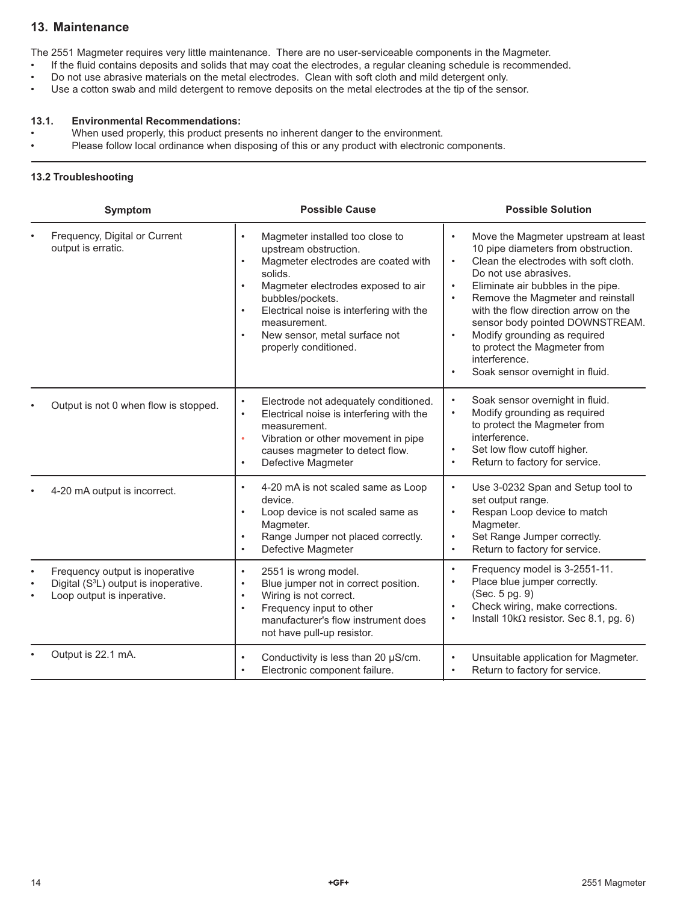## 13. Maintenance

The 2551 Magmeter requires very little maintenance. There are no user-serviceable components in the Magmeter.

- If the fluid contains deposits and solids that may coat the electrodes, a regular cleaning schedule is recommended.
- Do not use abrasive materials on the metal electrodes. Clean with soft cloth and mild detergent only.
- Use a cotton swab and mild detergent to remove deposits on the metal electrodes at the tip of the sensor.

### 13.1. Environmental Recommendations:

- When used properly, this product presents no inherent danger to the environment.
- Please follow local ordinance when disposing of this or any product with electronic components.

### 13.2 Troubleshooting

| Symptom | Possible Cause | Possible Solution |
|---|---|---|
| • Frequency, Digital or Current output is erratic. | • Magmeter installed too close to upstream obstruction.<br>• Magmeter electrodes are coated with solids.<br>• Magmeter electrodes exposed to air bubbles/pockets.<br>• Electrical noise is interfering with the measurement.<br>• New sensor, metal surface not properly conditioned. | • Move the Magmeter upstream at least 10 pipe diameters from obstruction.<br>• Clean the electrodes with soft cloth. Do not use abrasives.<br>• Eliminate air bubbles in the pipe.<br>• Remove the Magmeter and reinstall with the flow direction arrow on the sensor body pointed DOWNSTREAM.<br>• Modify grounding as required to protect the Magmeter from interference.<br>• Soak sensor overnight in fluid. |
| • Output is not 0 when flow is stopped. | • Electrode not adequately conditioned.<br>• Electrical noise is interfering with the measurement.<br>• Vibration or other movement in pipe causes magmeter to detect flow.<br>• Defective Magmeter | • Soak sensor overnight in fluid.<br>• Modify grounding as required to protect the Magmeter from interference.<br>• Set low flow cutoff higher.<br>• Return to factory for service. |
| • 4-20 mA output is incorrect. | • 4-20 mA is not scaled same as Loop device.<br>• Loop device is not scaled same as Magmeter.<br>• Range Jumper not placed correctly.<br>• Defective Magmeter | • Use 3-0232 Span and Setup tool to set output range.<br>• Respan Loop device to match Magmeter.<br>• Set Range Jumper correctly.<br>• Return to factory for service. |
| • Frequency output is inoperative<br>• Digital ($S^3L$) output is inoperative.<br>• Loop output is inperative. | • 2551 is wrong model.<br>• Blue jumper not in correct position.<br>• Wiring is not correct.<br>• Frequency input to other manufacturer's flow instrument does not have pull-up resistor. | • Frequency model is 3-2551-11.<br>• Place blue jumper correctly. (Sec. 5 pg. 9)<br>• Check wiring, make corrections.<br>• Install 10kΩ resistor. Sec 8.1, pg. 6) |
| • Output is 22.1 mA. | • Conductivity is less than 20 µS/cm.<br>• Electronic component failure. | • Unsuitable application for Magmeter.<br>• Return to factory for service. |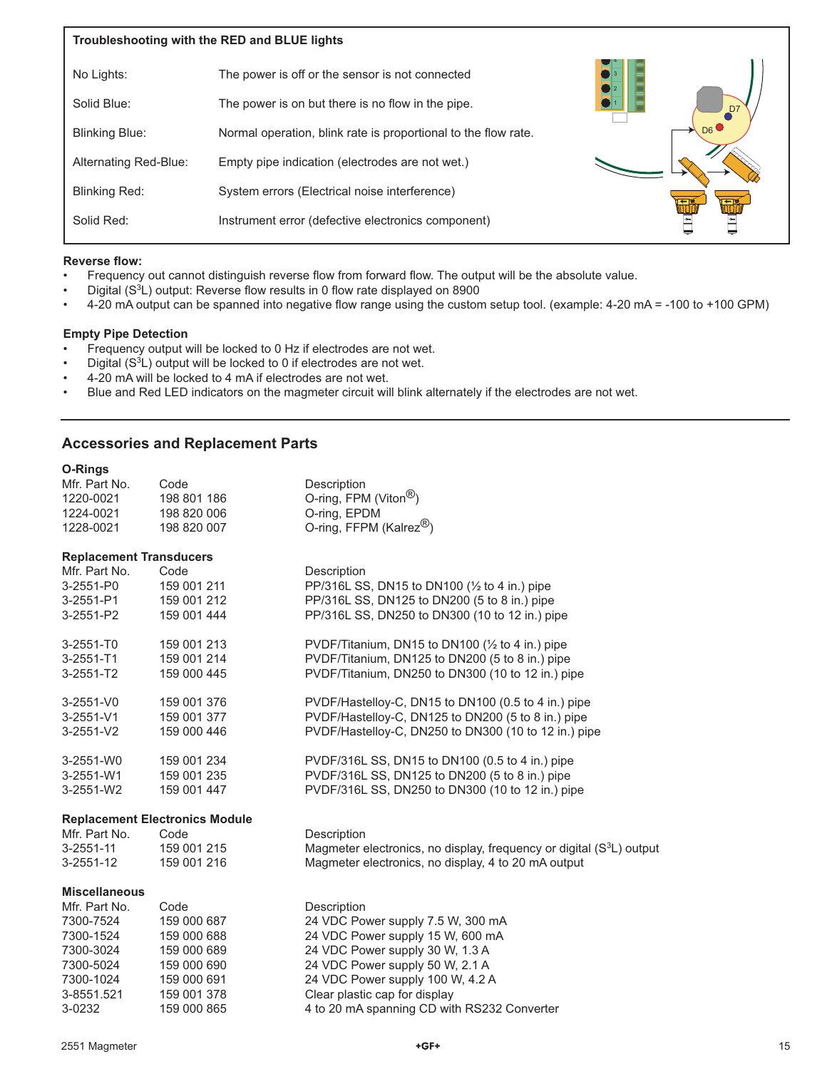### Troubleshooting with the RED and BLUE lights

| | |
|---|---|
| No Lights: | The power is off or the sensor is not connected |
| Solid Blue: | The power is on but there is no flow in the pipe. |
| Blinking Blue: | Normal operation, blink rate is proportional to the flow rate. |
| Alternating Red-Blue: | Empty pipe indication (electrodes are not wet.) |
| Blinking Red: | System errors (Electrical noise interference) |
| Solid Red: | Instrument error (defective electronics component) |

**Reverse flow:**

- Frequency out cannot distinguish reverse flow from forward flow. The output will be the absolute value.
- Digital ($S^3L$) output: Reverse flow results in 0 flow rate displayed on 8900
- 4-20 mA output can be spanned into negative flow range using the custom setup tool. (example: 4-20 mA = -100 to +100 GPM)

**Empty Pipe Detection**

- Frequency output will be locked to 0 Hz if electrodes are not wet.
- Digital ($S^3L$) output will be locked to 0 if electrodes are not wet.
- 4-20 mA will be locked to 4 mA if electrodes are not wet.
- Blue and Red LED indicators on the magmeter circuit will blink alternately if the electrodes are not wet.

## Accessories and Replacement Parts

**O-Rings**

| Mfr. Part No. | Code | Description |
|---|---|---|
| 1220-0021 | 198 801 186 | O-ring, FPM (Viton®) |
| 1224-0021 | 198 820 006 | O-ring, EPDM |
| 1228-0021 | 198 820 007 | O-ring, FFPM (Kalrez®) |

**Replacement Transducers**

| Mfr. Part No. | Code | Description |
|---|---|---|
| 3-2551-P0 | 159 001 211 | PP/316L SS, DN15 to DN100 (½ to 4 in.) pipe |
| 3-2551-P1 | 159 001 212 | PP/316L SS, DN125 to DN200 (5 to 8 in.) pipe |
| 3-2551-P2 | 159 001 444 | PP/316L SS, DN250 to DN300 (10 to 12 in.) pipe |
| 3-2551-T0 | 159 001 213 | PVDF/Titanium, DN15 to DN100 (½ to 4 in.) pipe |
| 3-2551-T1 | 159 001 214 | PVDF/Titanium, DN125 to DN200 (5 to 8 in.) pipe |
| 3-2551-T2 | 159 000 445 | PVDF/Titanium, DN250 to DN300 (10 to 12 in.) pipe |
| 3-2551-V0 | 159 001 376 | PVDF/Hastelloy-C, DN15 to DN100 (0.5 to 4 in.) pipe |
| 3-2551-V1 | 159 001 377 | PVDF/Hastelloy-C, DN125 to DN200 (5 to 8 in.) pipe |
| 3-2551-V2 | 159 000 446 | PVDF/Hastelloy-C, DN250 to DN300 (10 to 12 in.) pipe |
| 3-2551-W0 | 159 001 234 | PVDF/316L SS, DN15 to DN100 (0.5 to 4 in.) pipe |
| 3-2551-W1 | 159 001 235 | PVDF/316L SS, DN125 to DN200 (5 to 8 in.) pipe |
| 3-2551-W2 | 159 001 447 | PVDF/316L SS, DN250 to DN300 (10 to 12 in.) pipe |

**Replacement Electronics Module**

| Mfr. Part No. | Code | Description |
|---|---|---|
| 3-2551-11 | 159 001 215 | Magmeter electronics, no display, frequency or digital ($S^3L$) output |
| 3-2551-12 | 159 001 216 | Magmeter electronics, no display, 4 to 20 mA output |

**Miscellaneous**

| Mfr. Part No. | Code | Description |
|---|---|---|
| 7300-7524 | 159 000 687 | 24 VDC Power supply 7.5 W, 300 mA |
| 7300-1524 | 159 000 688 | 24 VDC Power supply 15 W, 600 mA |
| 7300-3024 | 159 000 689 | 24 VDC Power supply 30 W, 1.3 A |
| 7300-5024 | 159 000 690 | 24 VDC Power supply 50 W, 2.1 A |
| 7300-1024 | 159 000 691 | 24 VDC Power supply 100 W, 4.2 A |
| 3-8551.521 | 159 001 378 | Clear plastic cap for display |
| 3-0232 | 159 000 865 | 4 to 20 mA spanning CD with RS232 Converter |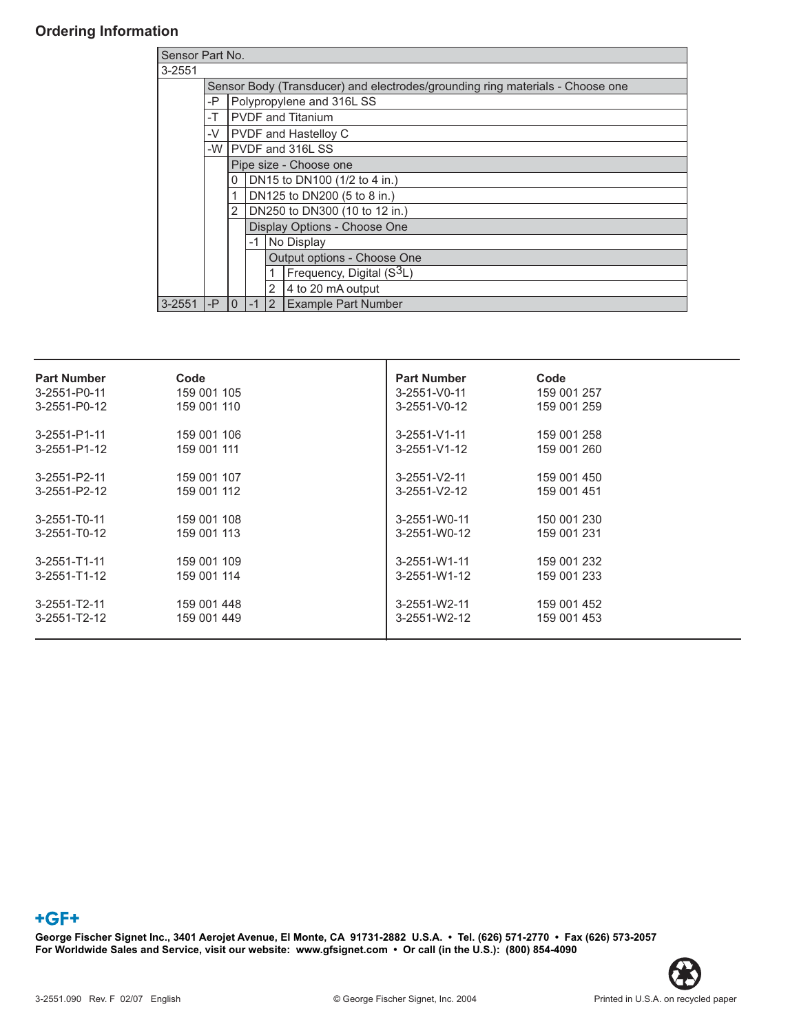## Ordering Information

| Sensor Part No. | | | | | |
|---|---|---|---|---|---|
| 3-2551 | | | | | |
| | Sensor Body (Transducer) and electrodes/grounding ring materials - Choose one | | | | |
| | -P | Polypropylene and 316L SS | | | |
| | -T | PVDF and Titanium | | | |
| | -V | PVDF and Hastelloy C | | | |
| | -W | PVDF and 316L SS | | | |
| | | Pipe size - Choose one | | | |
| | | 0 | DN15 to DN100 (1/2 to 4 in.) | | |
| | | 1 | DN125 to DN200 (5 to 8 in.) | | |
| | | 2 | DN250 to DN300 (10 to 12 in.) | | |
| | | | Display Options - Choose One | | |
| | | | -1 | No Display | |
| | | | | Output options - Choose One | |
| | | | | 1 | Frequency, Digital ($S^3L$) |
| | | | | 2 | 4 to 20 mA output |
| 3-2551 | -P | 0 | -1 | 2 | Example Part Number |

| Part Number | Code | Part Number | Code |
|---|---|---|---|
| 3-2551-P0-11 | 159 001 105 | 3-2551-V0-11 | 159 001 257 |
| 3-2551-P0-12 | 159 001 110 | 3-2551-V0-12 | 159 001 259 |
| 3-2551-P1-11 | 159 001 106 | 3-2551-V1-11 | 159 001 258 |
| 3-2551-P1-12 | 159 001 111 | 3-2551-V1-12 | 159 001 260 |
| 3-2551-P2-11 | 159 001 107 | 3-2551-V2-11 | 159 001 450 |
| 3-2551-P2-12 | 159 001 112 | 3-2551-V2-12 | 159 001 451 |
| 3-2551-T0-11 | 159 001 108 | 3-2551-W0-11 | 150 001 230 |
| 3-2551-T0-12 | 159 001 113 | 3-2551-W0-12 | 159 001 231 |
| 3-2551-T1-11 | 159 001 109 | 3-2551-W1-11 | 159 001 232 |
| 3-2551-T1-12 | 159 001 114 | 3-2551-W1-12 | 159 001 233 |
| 3-2551-T2-11 | 159 001 448 | 3-2551-W2-11 | 159 001 452 |
| 3-2551-T2-12 | 159 001 449 | 3-2551-W2-12 | 159 001 453 |

+GF+

**George Fischer Signet Inc., 3401 Aerojet Avenue, El Monte, CA 91731-2882 U.S.A. • Tel. (626) 571-2770 • Fax (626) 573-2057**
**For Worldwide Sales and Service, visit our website: www.gfsignet.com • Or call (in the U.S.): (800) 854-4090**

3-2551.090 Rev. F 02/07 English © George Fischer Signet, Inc. 2004 Printed in U.S.A. on recycled paper